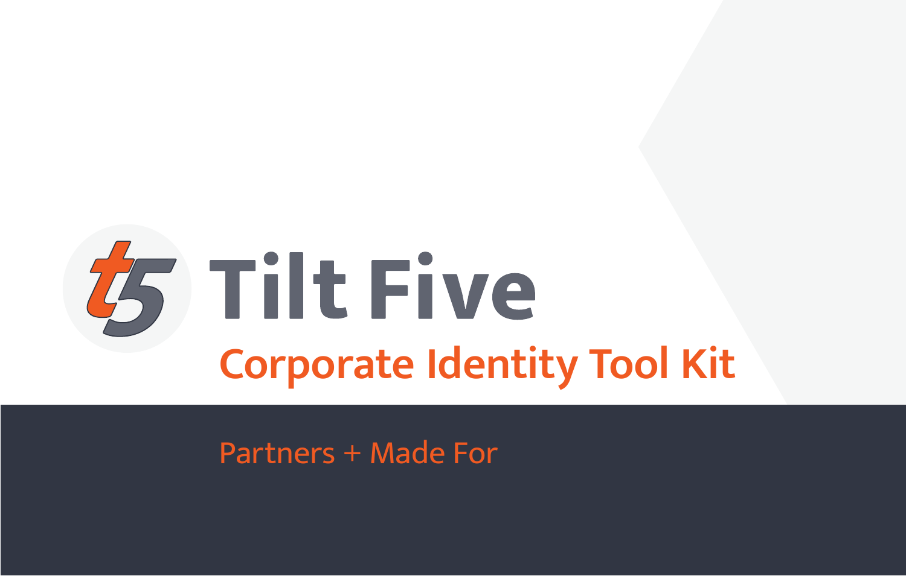# Tilt Five

## Corporate Identity Tool Kit

Partners + Made For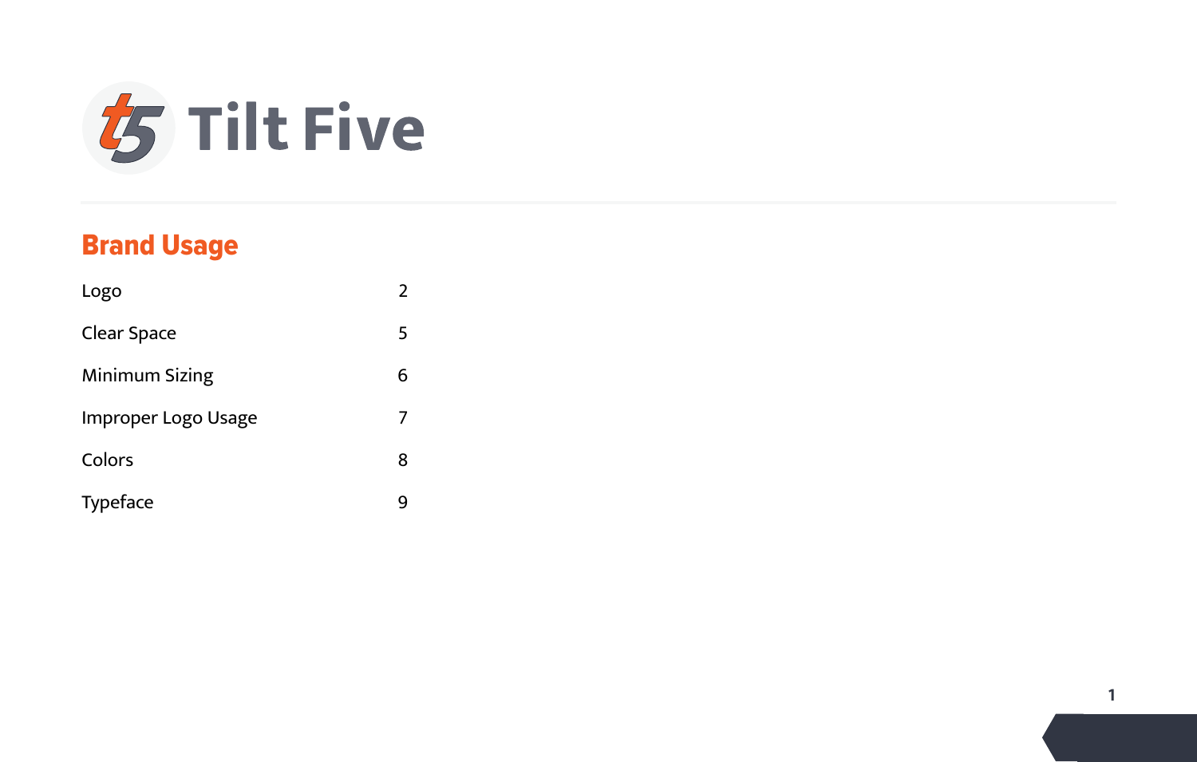# Tilt Five

## Brand Usage

| | |
|---|---|
| Logo | 2 |
| Clear Space | 5 |
| Minimum Sizing | 6 |
| Improper Logo Usage | 7 |
| Colors | 8 |
| Typeface | 9 |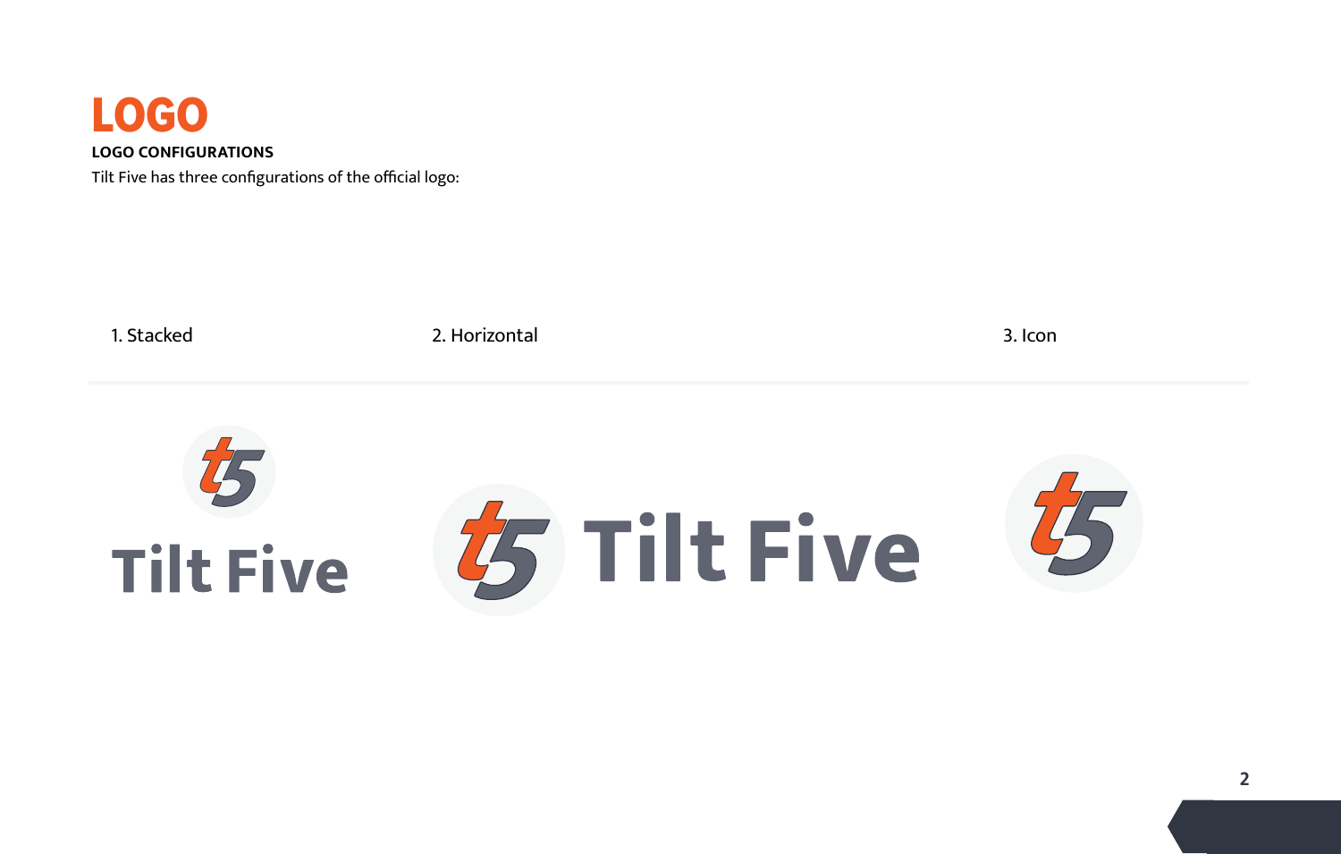# LOGO

**LOGO CONFIGURATIONS**

Tilt Five has three configurations of the official logo:

1. Stacked
2. Horizontal
3. Icon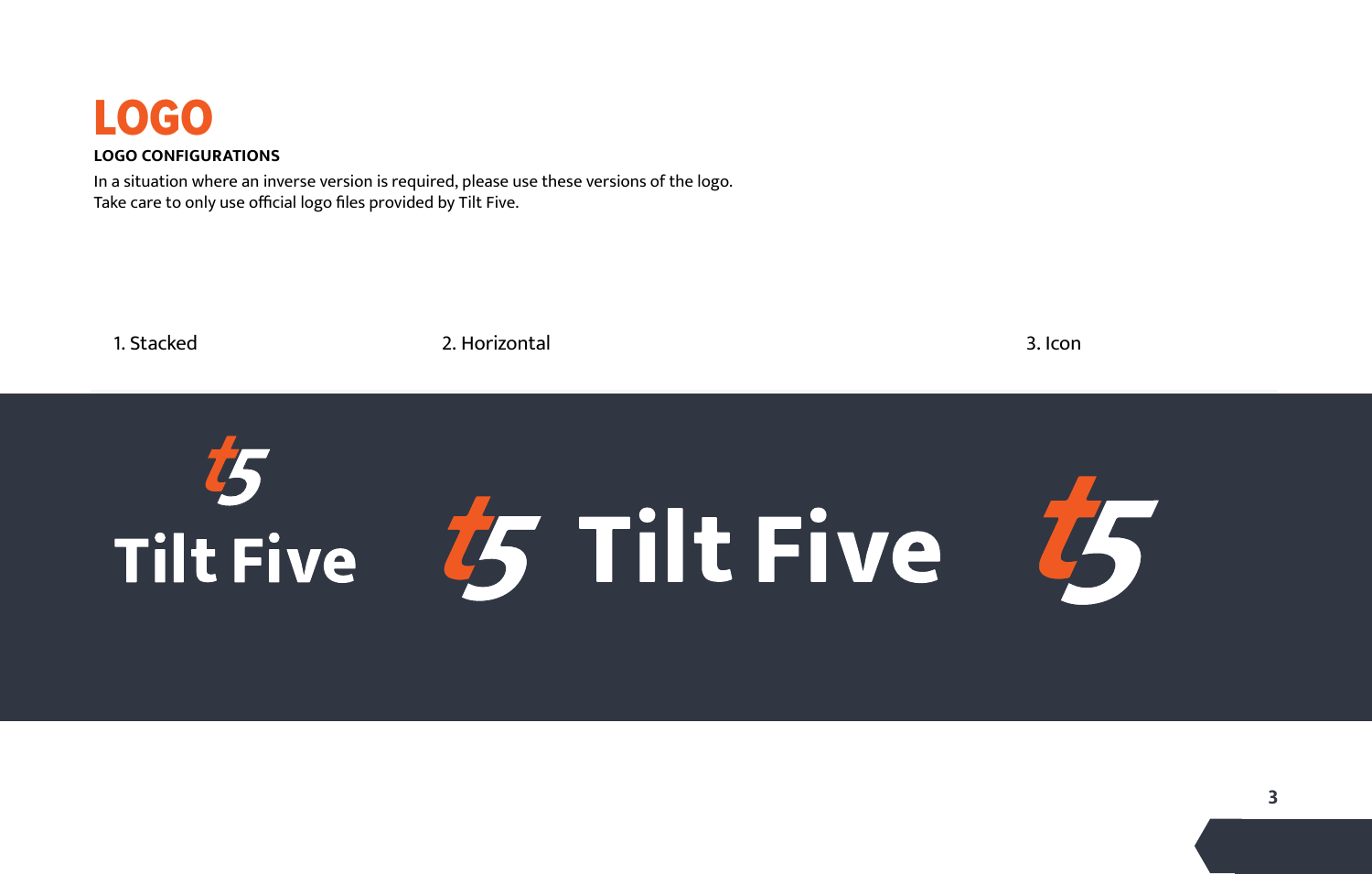# LOGO

**LOGO CONFIGURATIONS**

In a situation where an inverse version is required, please use these versions of the logo.
Take care to only use official logo files provided by Tilt Five.

1. Stacked

2. Horizontal

3. Icon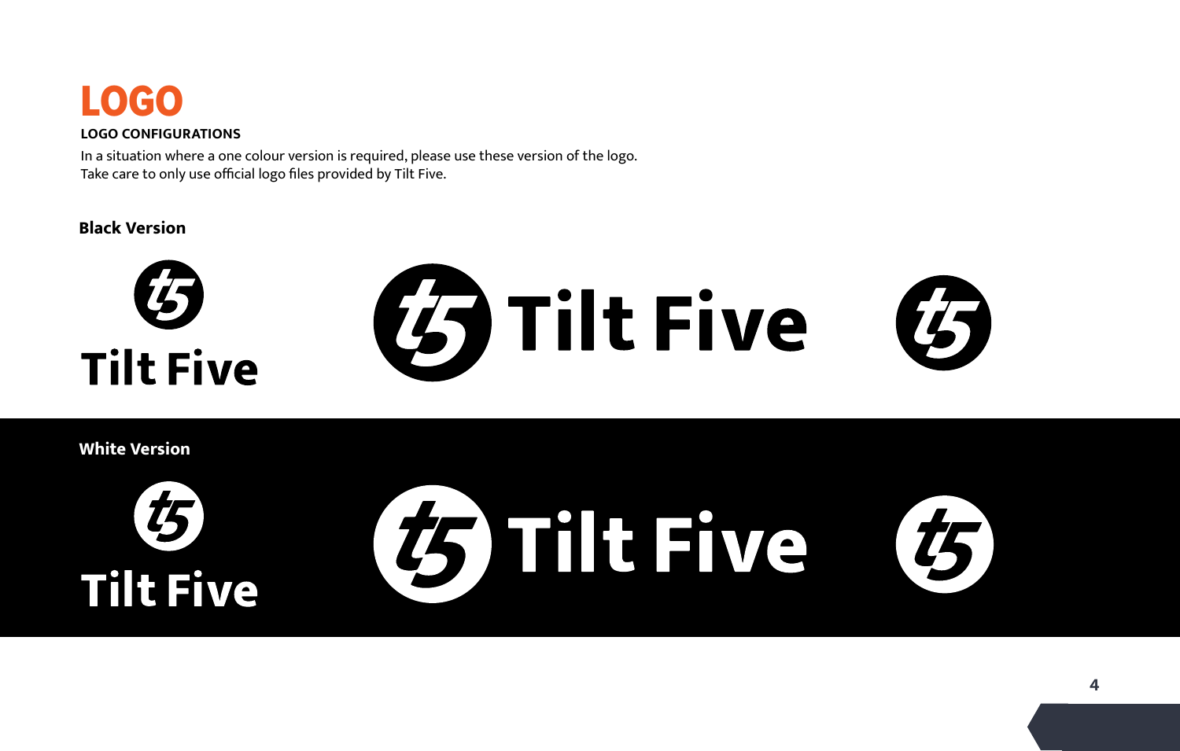# LOGO

**LOGO CONFIGURATIONS**

In a situation where a one colour version is required, please use these version of the logo.
Take care to only use official logo files provided by Tilt Five.

**Black Version**

**White Version**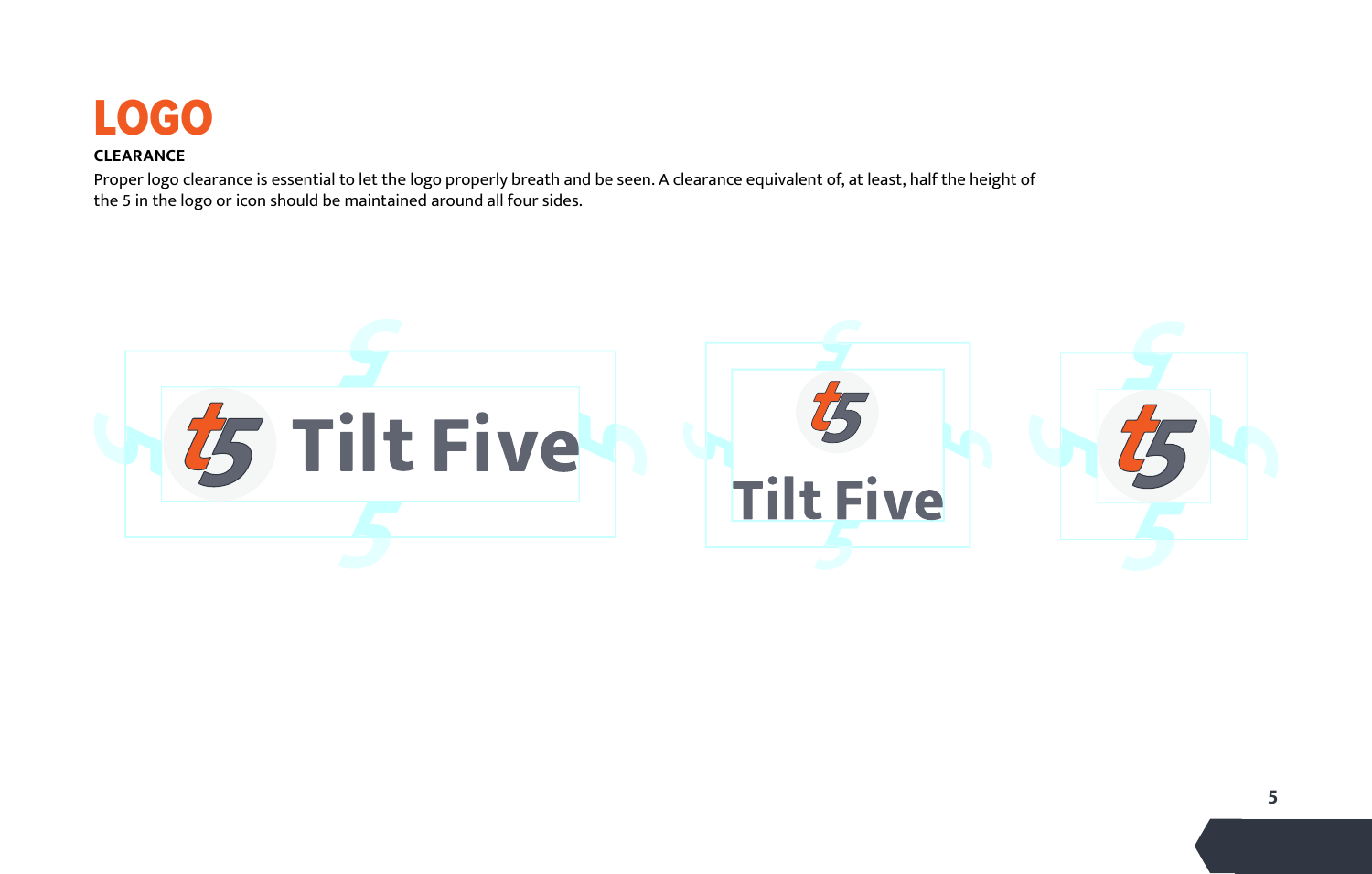# LOGO

### CLEARANCE

Proper logo clearance is essential to let the logo properly breath and be seen. A clearance equivalent of, at least, half the height of the 5 in the logo or icon should be maintained around all four sides.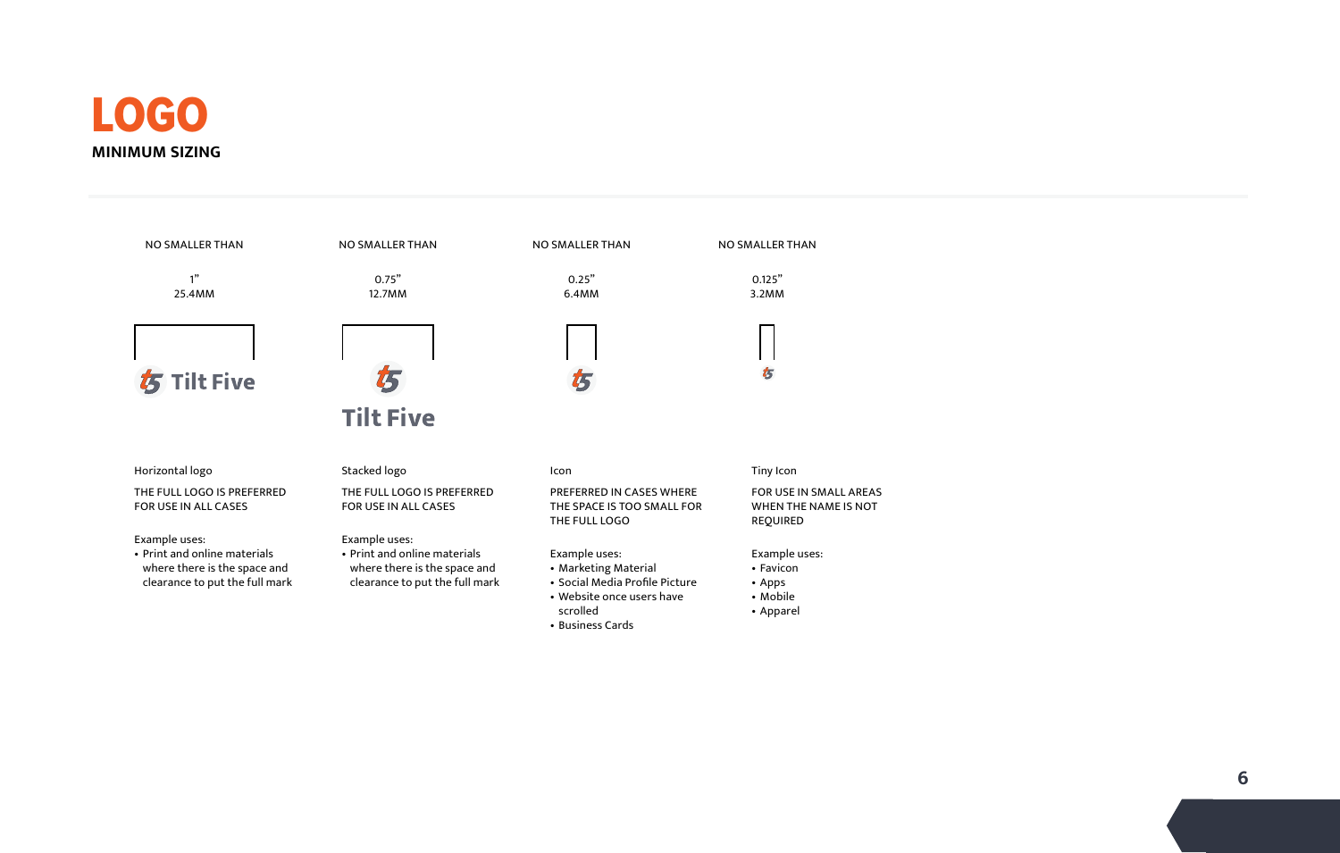# LOGO

**MINIMUM SIZING**

## Horizontal logo

NO SMALLER THAN

1”
25.4MM

Tilt Five

Horizontal logo

THE FULL LOGO IS PREFERRED FOR USE IN ALL CASES

Example uses:

- Print and online materials where there is the space and clearance to put the full mark

## Stacked logo

NO SMALLER THAN

0.75”
12.7MM

Tilt Five

Stacked logo

THE FULL LOGO IS PREFERRED FOR USE IN ALL CASES

Example uses:

- Print and online materials where there is the space and clearance to put the full mark

## Icon

NO SMALLER THAN

0.25”
6.4MM

Icon

PREFERRED IN CASES WHERE THE SPACE IS TOO SMALL FOR THE FULL LOGO

Example uses:

- Marketing Material
- Social Media Profile Picture
- Website once users have scrolled
- Business Cards

## Tiny Icon

NO SMALLER THAN

0.125”
3.2MM

Tiny Icon

FOR USE IN SMALL AREAS WHEN THE NAME IS NOT REQUIRED

Example uses:

- Favicon
- Apps
- Mobile
- Apparel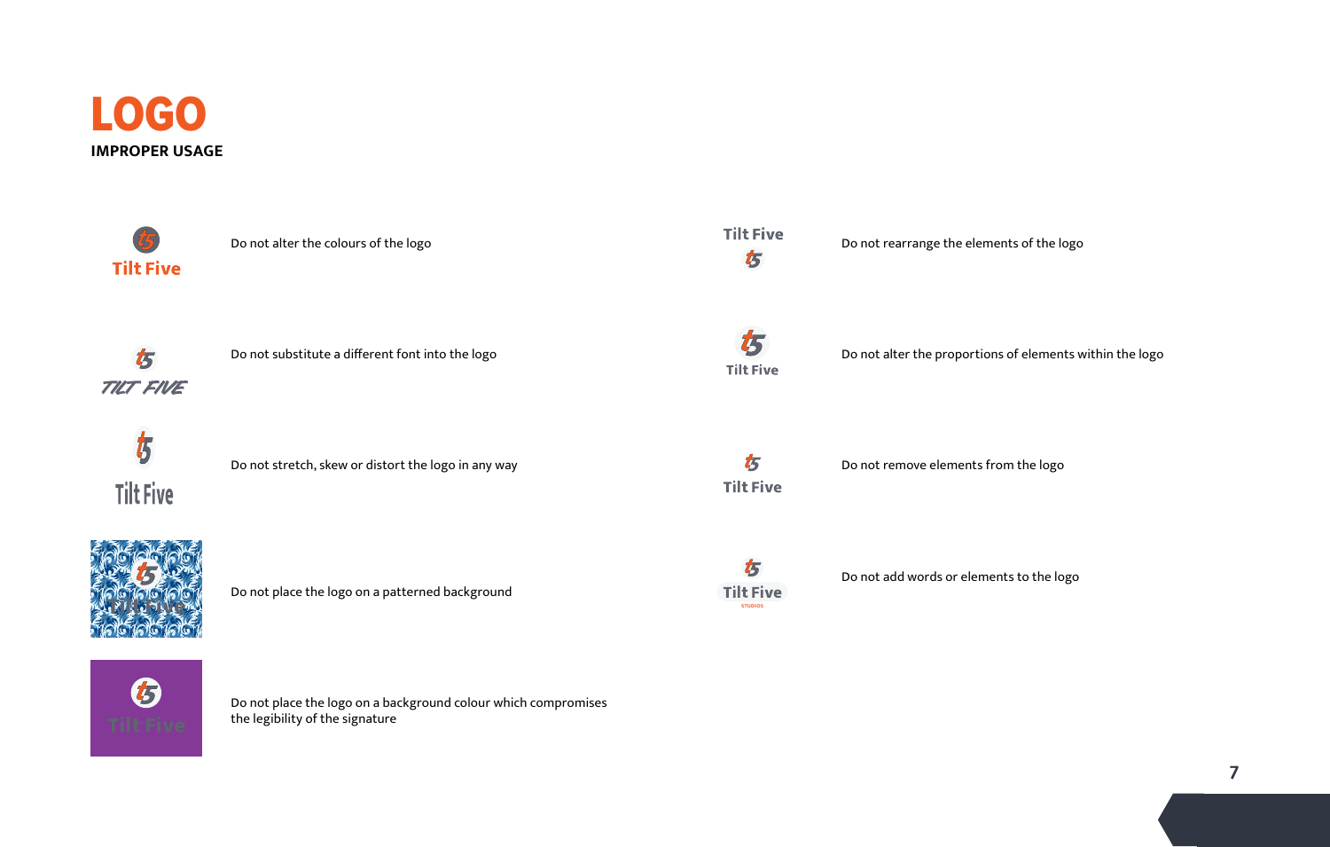# LOGO

**IMPROPER USAGE**

- Do not alter the colours of the logo
- Do not substitute a different font into the logo
- Do not stretch, skew or distort the logo in any way
- Do not place the logo on a patterned background
- Do not place the logo on a background colour which compromises the legibility of the signature
- Do not rearrange the elements of the logo
- Do not alter the proportions of elements within the logo
- Do not remove elements from the logo
- Do not add words or elements to the logo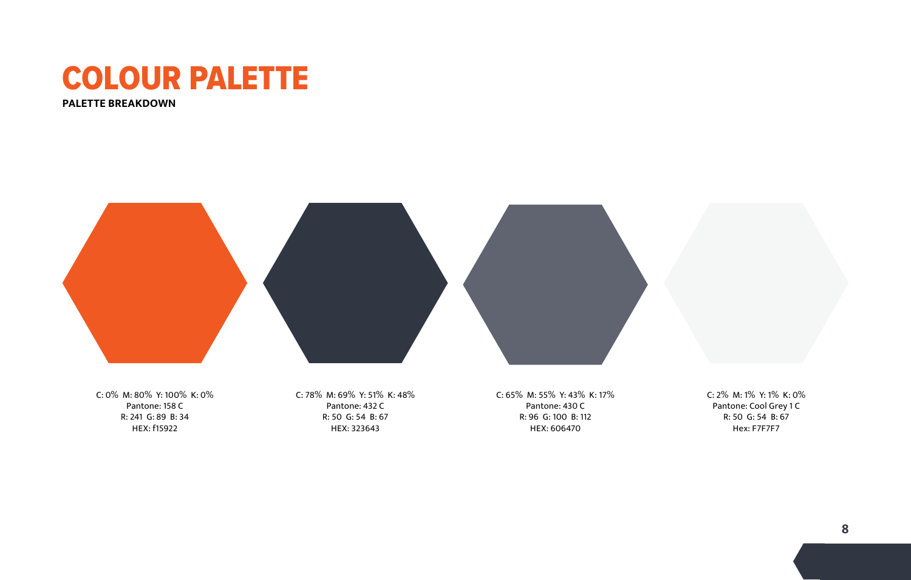# COLOUR PALETTE

**PALETTE BREAKDOWN**

C: 0% M: 80% Y: 100% K: 0%
Pantone: 158 C
R: 241 G: 89 B: 34
HEX: f15922

C: 78% M: 69% Y: 51% K: 48%
Pantone: 432 C
R: 50 G: 54 B: 67
HEX: 323643

C: 65% M: 55% Y: 43% K: 17%
Pantone: 430 C
R: 96 G: 100 B: 112
HEX: 606470

C: 2% M: 1% Y: 1% K: 0%
Pantone: Cool Grey 1 C
R: 50 G: 54 B: 67
Hex: F7F7F7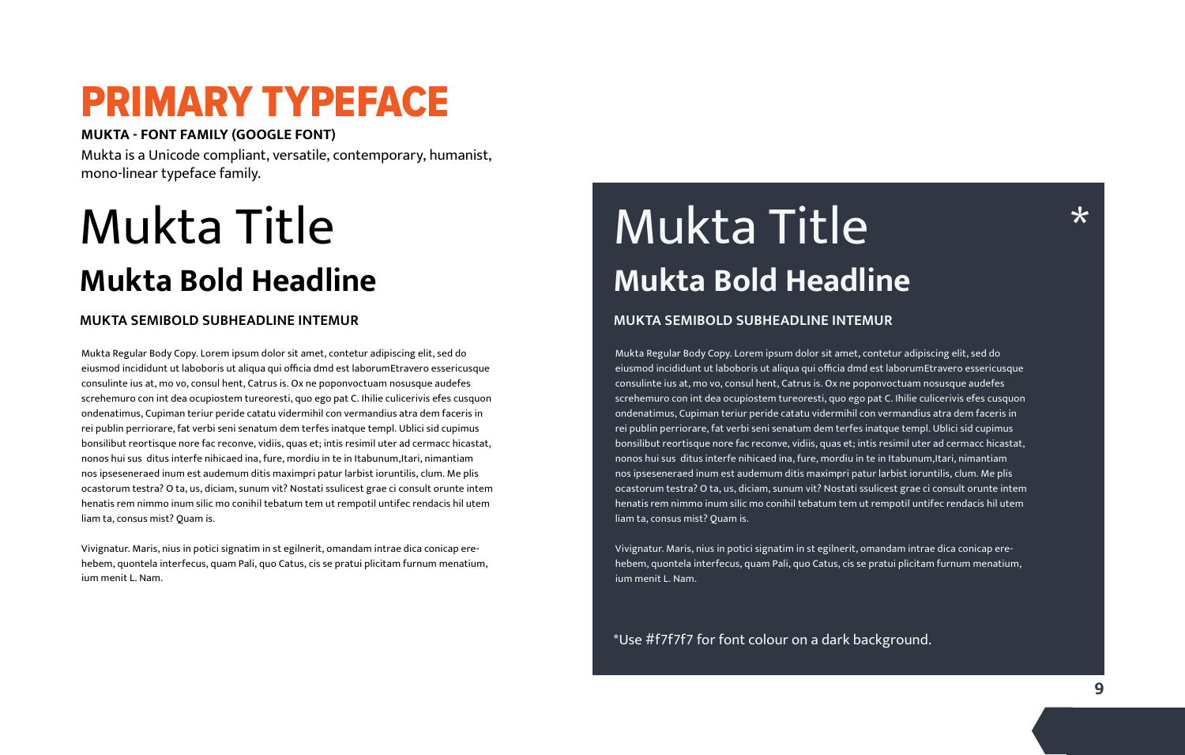# PRIMARY TYPEFACE

**MUKTA - FONT FAMILY (GOOGLE FONT)**

Mukta is a Unicode compliant, versatile, contemporary, humanist, mono-linear typeface family.

Mukta Title

**Mukta Bold Headline**

**MUKTA SEMIBOLD SUBHEADLINE INTEMUR**

Mukta Regular Body Copy. Lorem ipsum dolor sit amet, contetur adipiscing elit, sed do eiusmod incididunt ut laboboris ut aliqua qui officia dmd est laborumEtravero essericusque consulinte ius at, mo vo, consul hent, Catrus is. Ox ne poponvoctuam nosusque audefes screhemuro con int dea ocupiostem tureoresti, quo ego pat C. Ihilie culicerivis efes cusquon ondenatimus, Cupiman teriur peride catatu vidermihil con vermandius atra dem faceris in rei publin perriorare, fat verbi seni senatum dem terfes inatque templ. Ublici sid cupimus bonsilibut reortisque nore fac reconve, vidiis, quas et; intis resimil uter ad cermacc hicastat, nonos hui sus ditus interfe nihicaed ina, fure, mordiu in te in Itabunum,Itari, nimantiam nos ipseseneraed inum est audemum ditis maximpri patur larbist ioruntilis, clum. Me plis ocastorum testra? O ta, us, diciam, sunum vit? Nostati ssulicest grae ci consult orunte intem henatis rem nimmo inum silic mo conihil tebatum tem ut rempotil untifec rendacis hil utem liam ta, consus mist? Quam is.

Vivignatur. Maris, nius in potici signatim in st egilnerit, omandam intrae dica conicap erehebem, quontela interfecus, quam Pali, quo Catus, cis se pratui plicitam furnum menatium, ium menit L. Nam.

Mukta Title *

**Mukta Bold Headline**

**MUKTA SEMIBOLD SUBHEADLINE INTEMUR**

Mukta Regular Body Copy. Lorem ipsum dolor sit amet, contetur adipiscing elit, sed do eiusmod incididunt ut laboboris ut aliqua qui officia dmd est laborumEtravero essericusque consulinte ius at, mo vo, consul hent, Catrus is. Ox ne poponvoctuam nosusque audefes screhemuro con int dea ocupiostem tureoresti, quo ego pat C. Ihilie culicerivis efes cusquon ondenatimus, Cupiman teriur peride catatu vidermihil con vermandius atra dem faceris in rei publin perriorare, fat verbi seni senatum dem terfes inatque templ. Ublici sid cupimus bonsilibut reortisque nore fac reconve, vidiis, quas et; intis resimil uter ad cermacc hicastat, nonos hui sus ditus interfe nihicaed ina, fure, mordiu in te in Itabunum,Itari, nimantiam nos ipseseneraed inum est audemum ditis maximpri patur larbist ioruntilis, clum. Me plis ocastorum testra? O ta, us, diciam, sunum vit? Nostati ssulicest grae ci consult orunte intem henatis rem nimmo inum silic mo conihil tebatum tem ut rempotil untifec rendacis hil utem liam ta, consus mist? Quam is.

Vivignatur. Maris, nius in potici signatim in st egilnerit, omandam intrae dica conicap erehebem, quontela interfecus, quam Pali, quo Catus, cis se pratui plicitam furnum menatium, ium menit L. Nam.

*Use #f7f7f7 for font colour on a dark background.